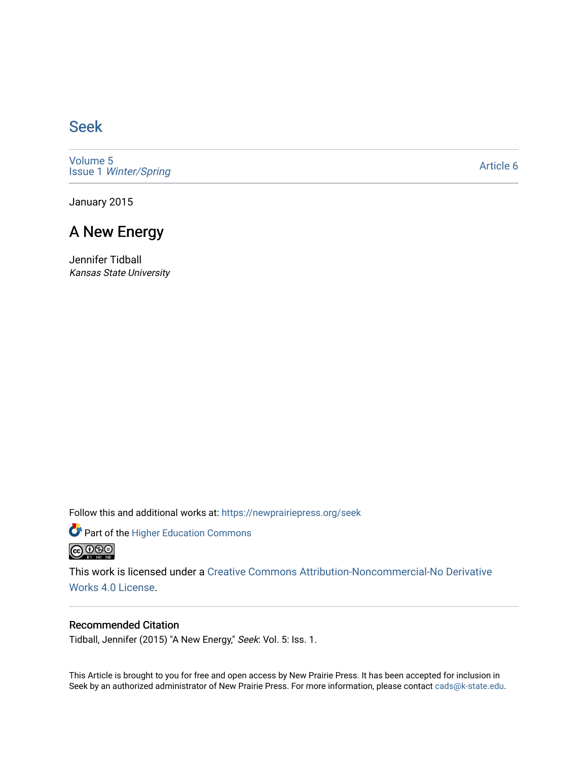# Seek

Volume 5
Issue 1 *Winter/Spring*

Article 6

January 2015

## A New Energy

Jennifer Tidball
*Kansas State University*

Follow this and additional works at: https://newprairiepress.org/seek

Part of the Higher Education Commons

This work is licensed under a Creative Commons Attribution-Noncommercial-No Derivative Works 4.0 License.

### Recommended Citation

Tidball, Jennifer (2015) "A New Energy," *Seek*: Vol. 5: Iss. 1.

This Article is brought to you for free and open access by New Prairie Press. It has been accepted for inclusion in Seek by an authorized administrator of New Prairie Press. For more information, please contact cads@k-state.edu.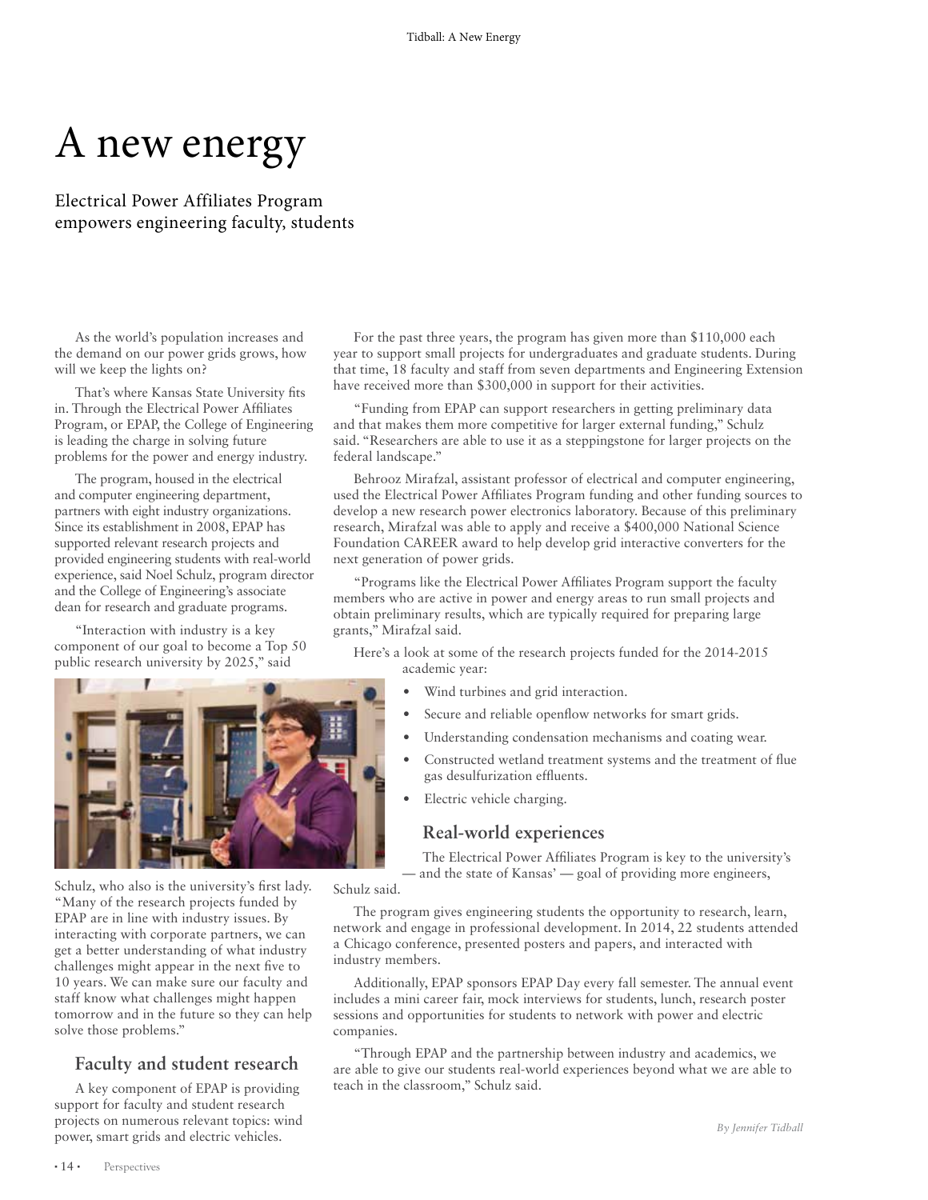# A new energy

## Electrical Power Affiliates Program empowers engineering faculty, students

As the world's population increases and the demand on our power grids grows, how will we keep the lights on?

That's where Kansas State University fits in. Through the Electrical Power Affiliates Program, or EPAP, the College of Engineering is leading the charge in solving future problems for the power and energy industry.

The program, housed in the electrical and computer engineering department, partners with eight industry organizations. Since its establishment in 2008, EPAP has supported relevant research projects and provided engineering students with real-world experience, said Noel Schulz, program director and the College of Engineering's associate dean for research and graduate programs.

"Interaction with industry is a key component of our goal to become a Top 50 public research university by 2025," said Schulz, who also is the university's first lady. "Many of the research projects funded by EPAP are in line with industry issues. By interacting with corporate partners, we can get a better understanding of what industry challenges might appear in the next five to 10 years. We can make sure our faculty and staff know what challenges might happen tomorrow and in the future so they can help solve those problems."

### Faculty and student research

A key component of EPAP is providing support for faculty and student research projects on numerous relevant topics: wind power, smart grids and electric vehicles.

For the past three years, the program has given more than $110,000 each year to support small projects for undergraduates and graduate students. During that time, 18 faculty and staff from seven departments and Engineering Extension have received more than $300,000 in support for their activities.

"Funding from EPAP can support researchers in getting preliminary data and that makes them more competitive for larger external funding," Schulz said. "Researchers are able to use it as a steppingstone for larger projects on the federal landscape."

Behrooz Mirafzal, assistant professor of electrical and computer engineering, used the Electrical Power Affiliates Program funding and other funding sources to develop a new research power electronics laboratory. Because of this preliminary research, Mirafzal was able to apply and receive a $400,000 National Science Foundation CAREER award to help develop grid interactive converters for the next generation of power grids.

"Programs like the Electrical Power Affiliates Program support the faculty members who are active in power and energy areas to run small projects and obtain preliminary results, which are typically required for preparing large grants," Mirafzal said.

Here's a look at some of the research projects funded for the 2014-2015 academic year:

- Wind turbines and grid interaction.
- Secure and reliable openflow networks for smart grids.
- Understanding condensation mechanisms and coating wear.
- Constructed wetland treatment systems and the treatment of flue gas desulfurization effluents.
- Electric vehicle charging.

### Real-world experiences

The Electrical Power Affiliates Program is key to the university's — and the state of Kansas' — goal of providing more engineers, Schulz said.

The program gives engineering students the opportunity to research, learn, network and engage in professional development. In 2014, 22 students attended a Chicago conference, presented posters and papers, and interacted with industry members.

Additionally, EPAP sponsors EPAP Day every fall semester. The annual event includes a mini career fair, mock interviews for students, lunch, research poster sessions and opportunities for students to network with power and electric companies.

"Through EPAP and the partnership between industry and academics, we are able to give our students real-world experiences beyond what we are able to teach in the classroom," Schulz said.

*By Jennifer Tidball*